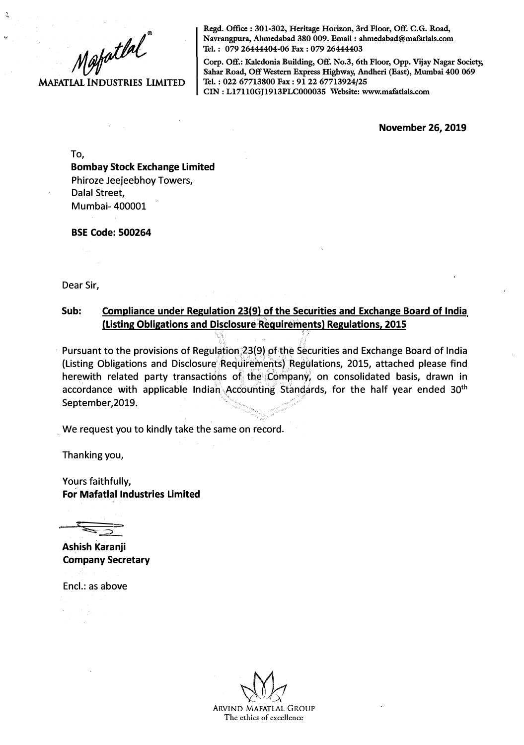**MAFATLAL INDUSTRIES LIMITED**

Regd. Office : 301-302, Heritage Horizon, 3rd Floor, Off. C.G. Road, Navrangpura, Ahmedabad 380 009. Email : ahmedabad@mafatlals.com
Tel. : 079 26444404-06 Fax : 079 26444403

Corp. Off.: Kaledonia Building, Off. No.3, 6th Floor, Opp. Vijay Nagar Society, Sahar Road, Off Western Express Highway, Andheri (East), Mumbai 400 069
Tel. : 022 67713800 Fax : 91 22 67713924/25
CIN : L17110GJ1913PLC000035 Website: www.mafatlals.com

**November 26, 2019**

To,
**Bombay Stock Exchange Limited**
Phiroze Jeejeebhoy Towers,
Dalal Street,
Mumbai- 400001

**BSE Code: 500264**

Dear Sir,

**Sub: Compliance under Regulation 23(9) of the Securities and Exchange Board of India (Listing Obligations and Disclosure Requirements) Regulations, 2015**

Pursuant to the provisions of Regulation 23(9) of the Securities and Exchange Board of India (Listing Obligations and Disclosure Requirements) Regulations, 2015, attached please find herewith related party transactions of the Company, on consolidated basis, drawn in accordance with applicable Indian Accounting Standards, for the half year ended 30th September,2019.

We request you to kindly take the same on record.

Thanking you,

Yours faithfully,
**For Mafatlal Industries Limited**

**Ashish Karanji**
**Company Secretary**

Encl.: as above

ARVIND MAFATLAL GROUP
The ethics of excellence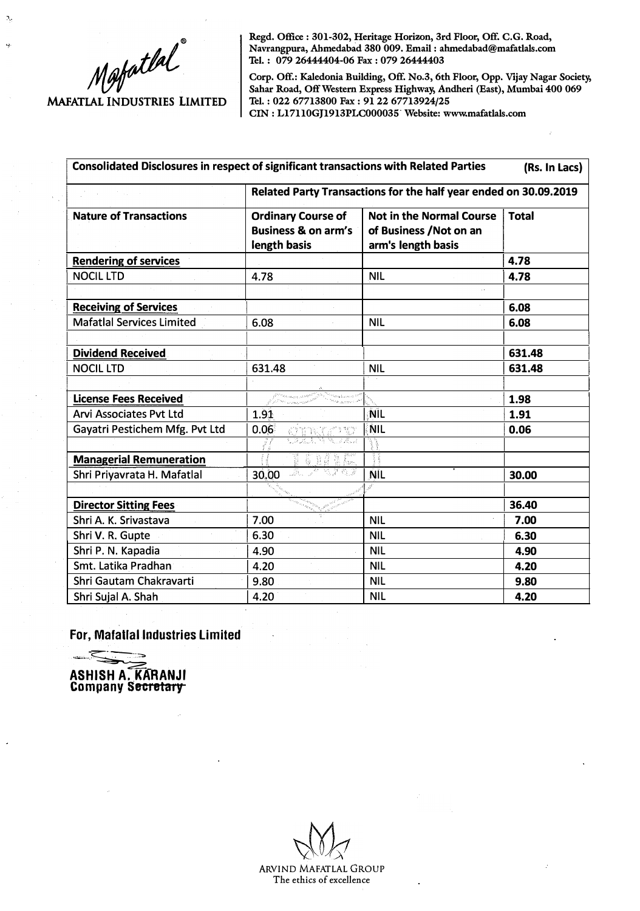**MAFATLAL INDUSTRIES LIMITED**

Regd. Office : 301-302, Heritage Horizon, 3rd Floor, Off. C.G. Road, Navrangpura, Ahmedabad 380 009. Email : ahmedabad@mafatlals.com
Tel. : 079 26444404-06 Fax : 079 26444403

Corp. Off.: Kaledonia Building, Off. No.3, 6th Floor, Opp. Vijay Nagar Society, Sahar Road, Off Western Express Highway, Andheri (East), Mumbai 400 069
Tel. : 022 67713800 Fax : 91 22 67713924/25
CIN : L17110GJ1913PLC000035 Website: www.mafatlals.com

| Consolidated Disclosures in respect of significant transactions with Related Parties | | | (Rs. In Lacs) |
|---|---|---|---|
| | Related Party Transactions for the half year ended on 30.09.2019 | | |
| **Nature of Transactions** | **Ordinary Course of Business & on arm's length basis** | **Not in the Normal Course of Business /Not on an arm's length basis** | **Total** |
| **Rendering of services** | | | **4.78** |
| NOCIL LTD | 4.78 | NIL | **4.78** |
| | | | |
| **Receiving of Services** | | | **6.08** |
| Mafatlal Services Limited | 6.08 | NIL | **6.08** |
| | | | |
| **Dividend Received** | | | **631.48** |
| NOCIL LTD | 631.48 | NIL | **631.48** |
| | | | |
| **License Fees Received** | | | **1.98** |
| Arvi Associates Pvt Ltd | 1.91 | NIL | **1.91** |
| Gayatri Pestichem Mfg. Pvt Ltd | 0.06 | NIL | **0.06** |
| | | | |
| **Managerial Remuneration** | | | |
| Shri Priyavrata H. Mafatlal | 30.00 | NIL | **30.00** |
| | | | |
| **Director Sitting Fees** | | | **36.40** |
| Shri A. K. Srivastava | 7.00 | NIL | **7.00** |
| Shri V. R. Gupte | 6.30 | NIL | **6.30** |
| Shri P. N. Kapadia | 4.90 | NIL | **4.90** |
| Smt. Latika Pradhan | 4.20 | NIL | **4.20** |
| Shri Gautam Chakravarti | 9.80 | NIL | **9.80** |
| Shri Sujal A. Shah | 4.20 | NIL | **4.20** |

**For, Mafatlal Industries Limited**

**ASHISH A. KARANJI**
**Company Secretary**

ARVIND MAFATLAL GROUP
The ethics of excellence